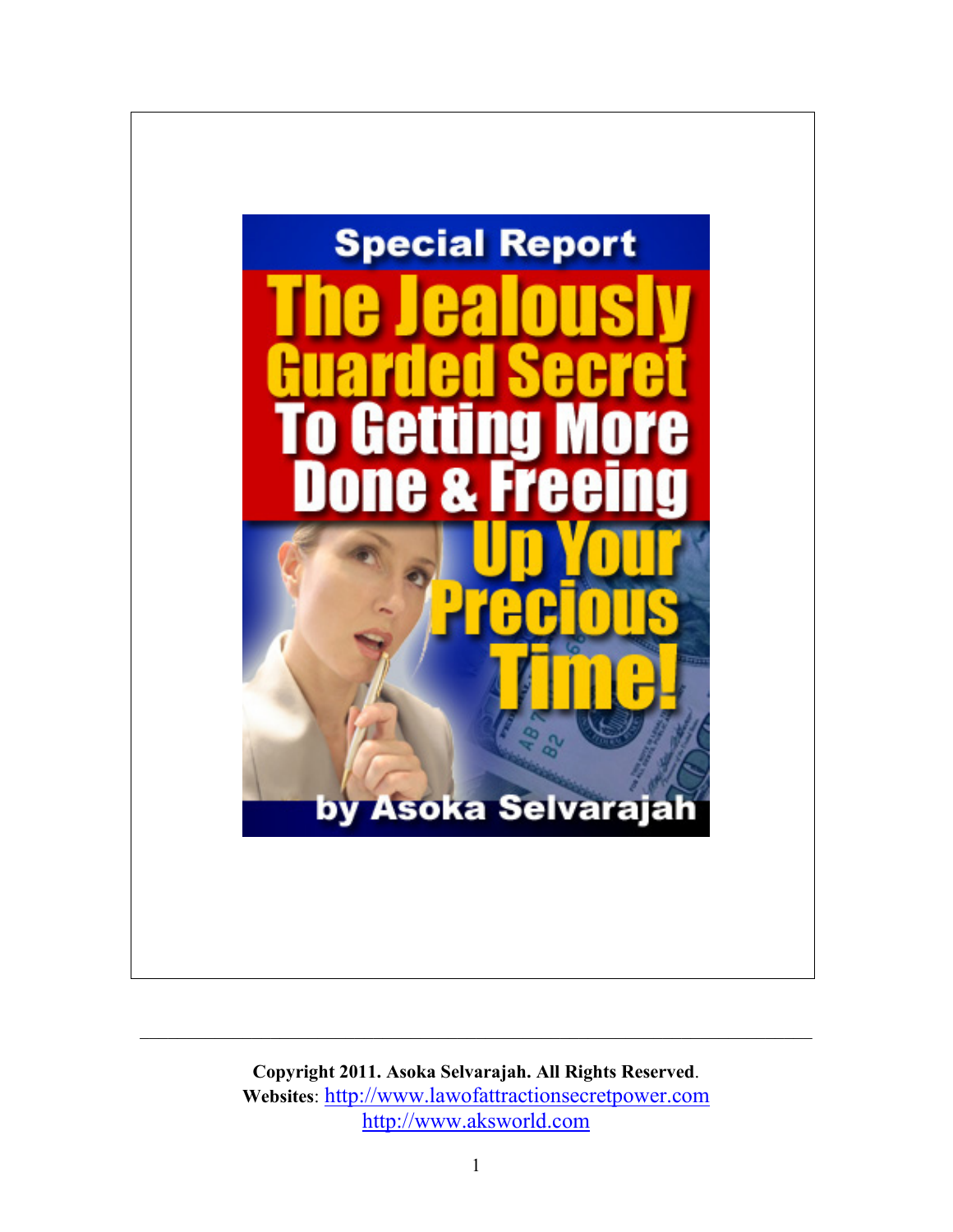# Special Report

# The Jealously Guarded Secret To Getting More Done & Freeing Up Your Precious Time!

**by Asoka Selvarajah**

---

**Copyright 2011. Asoka Selvarajah. All Rights Reserved**.
**Websites**: http://www.lawofattractionsecretpower.com
http://www.aksworld.com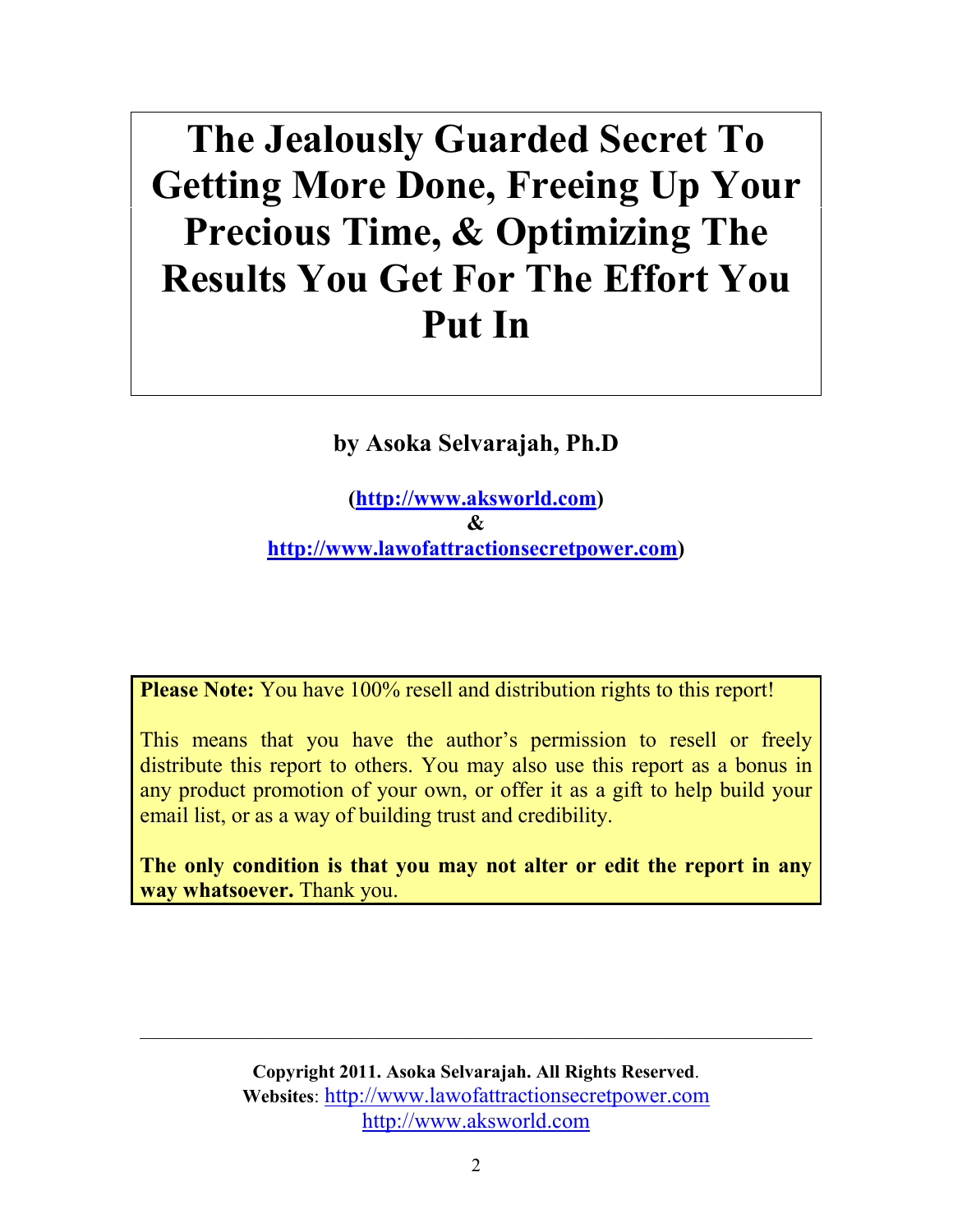# The Jealously Guarded Secret To Getting More Done, Freeing Up Your Precious Time, & Optimizing The Results You Get For The Effort You Put In

**by Asoka Selvarajah, Ph.D**

**(http://www.aksworld.com)**
**&**
**http://www.lawofattractionsecretpower.com)**

**Please Note:** You have 100% resell and distribution rights to this report!

This means that you have the author's permission to resell or freely distribute this report to others. You may also use this report as a bonus in any product promotion of your own, or offer it as a gift to help build your email list, or as a way of building trust and credibility.

**The only condition is that you may not alter or edit the report in any way whatsoever.** Thank you.

---

**Copyright 2011. Asoka Selvarajah. All Rights Reserved**.
**Websites**: http://www.lawofattractionsecretpower.com
http://www.aksworld.com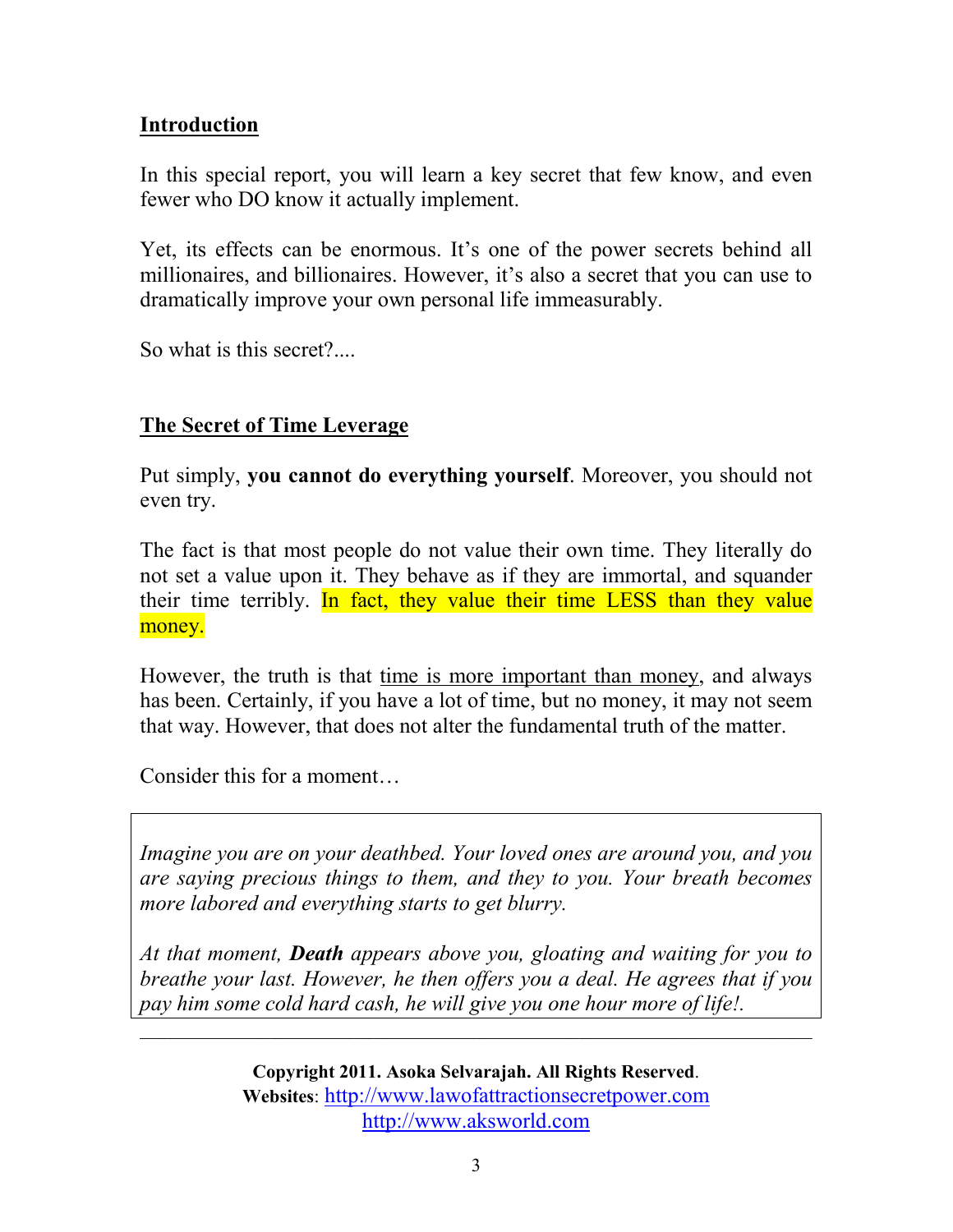## Introduction

In this special report, you will learn a key secret that few know, and even fewer who DO know it actually implement.

Yet, its effects can be enormous. It's one of the power secrets behind all millionaires, and billionaires. However, it's also a secret that you can use to dramatically improve your own personal life immeasurably.

So what is this secret?....

## The Secret of Time Leverage

Put simply, **you cannot do everything yourself**. Moreover, you should not even try.

The fact is that most people do not value their own time. They literally do not set a value upon it. They behave as if they are immortal, and squander their time terribly. In fact, they value their time LESS than they value money.

However, the truth is that time is more important than money, and always has been. Certainly, if you have a lot of time, but no money, it may not seem that way. However, that does not alter the fundamental truth of the matter.

Consider this for a moment…

> *Imagine you are on your deathbed. Your loved ones are around you, and you are saying precious things to them, and they to you. Your breath becomes more labored and everything starts to get blurry.*
>
> *At that moment, **Death** appears above you, gloating and waiting for you to breathe your last. However, he then offers you a deal. He agrees that if you pay him some cold hard cash, he will give you one hour more of life!.*

**Copyright 2011. Asoka Selvarajah. All Rights Reserved**.
**Websites**: http://www.lawofattractionsecretpower.com
http://www.aksworld.com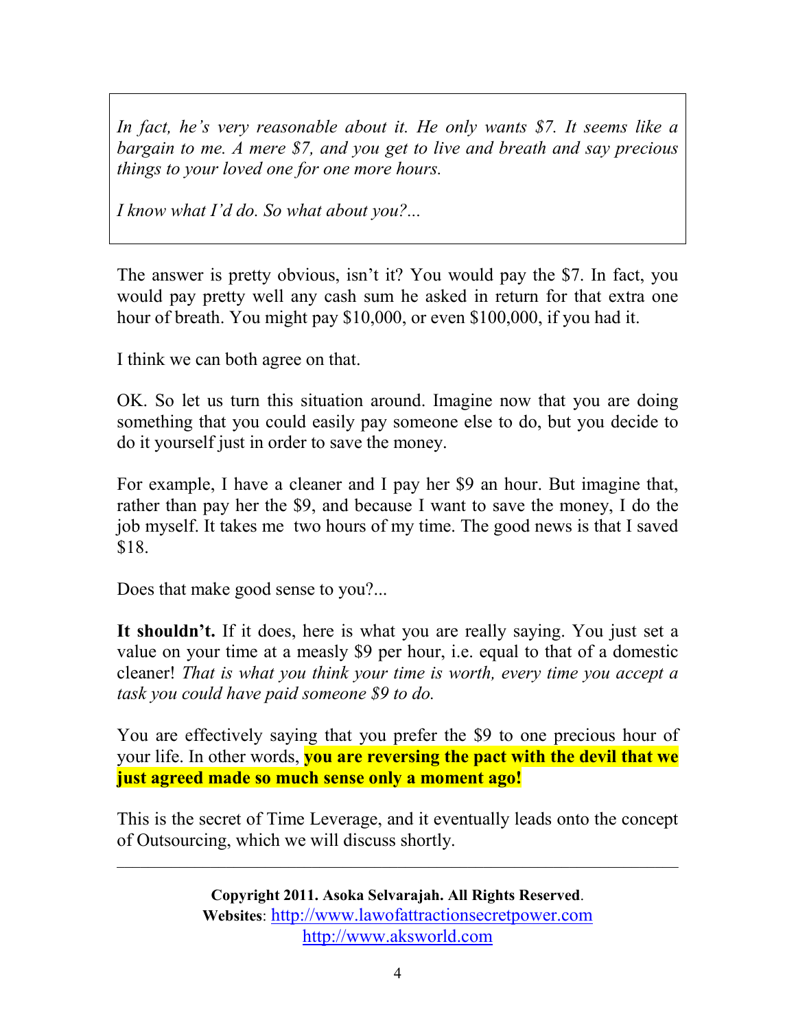> *In fact, he's very reasonable about it. He only wants $7. It seems like a bargain to me. A mere $7, and you get to live and breath and say precious things to your loved one for one more hours.*
>
> *I know what I'd do. So what about you?...*

The answer is pretty obvious, isn't it? You would pay the $7. In fact, you would pay pretty well any cash sum he asked in return for that extra one hour of breath. You might pay $10,000, or even $100,000, if you had it.

I think we can both agree on that.

OK. So let us turn this situation around. Imagine now that you are doing something that you could easily pay someone else to do, but you decide to do it yourself just in order to save the money.

For example, I have a cleaner and I pay her $9 an hour. But imagine that, rather than pay her the $9, and because I want to save the money, I do the job myself. It takes me two hours of my time. The good news is that I saved $18.

Does that make good sense to you?...

**It shouldn't.** If it does, here is what you are really saying. You just set a value on your time at a measly $9 per hour, i.e. equal to that of a domestic cleaner! *That is what you think your time is worth, every time you accept a task you could have paid someone $9 to do.*

You are effectively saying that you prefer the $9 to one precious hour of your life. In other words, **you are reversing the pact with the devil that we just agreed made so much sense only a moment ago!**

This is the secret of Time Leverage, and it eventually leads onto the concept of Outsourcing, which we will discuss shortly.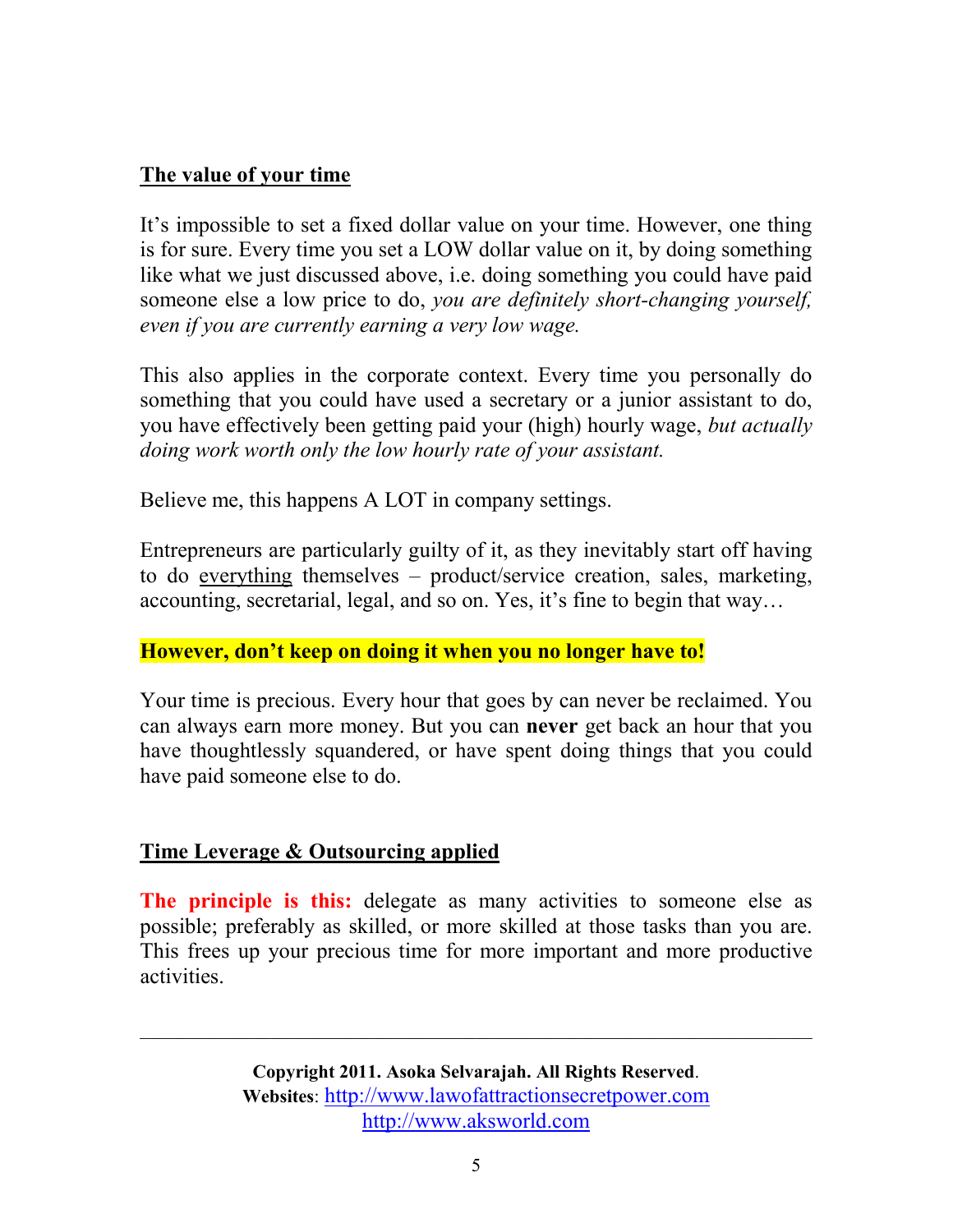## The value of your time

It's impossible to set a fixed dollar value on your time. However, one thing is for sure. Every time you set a LOW dollar value on it, by doing something like what we just discussed above, i.e. doing something you could have paid someone else a low price to do, *you are definitely short-changing yourself, even if you are currently earning a very low wage.*

This also applies in the corporate context. Every time you personally do something that you could have used a secretary or a junior assistant to do, you have effectively been getting paid your (high) hourly wage, *but actually doing work worth only the low hourly rate of your assistant.*

Believe me, this happens A LOT in company settings.

Entrepreneurs are particularly guilty of it, as they inevitably start off having to do everything themselves – product/service creation, sales, marketing, accounting, secretarial, legal, and so on. Yes, it's fine to begin that way…

**However, don't keep on doing it when you no longer have to!**

Your time is precious. Every hour that goes by can never be reclaimed. You can always earn more money. But you can **never** get back an hour that you have thoughtlessly squandered, or have spent doing things that you could have paid someone else to do.

## Time Leverage & Outsourcing applied

**The principle is this:** delegate as many activities to someone else as possible; preferably as skilled, or more skilled at those tasks than you are. This frees up your precious time for more important and more productive activities.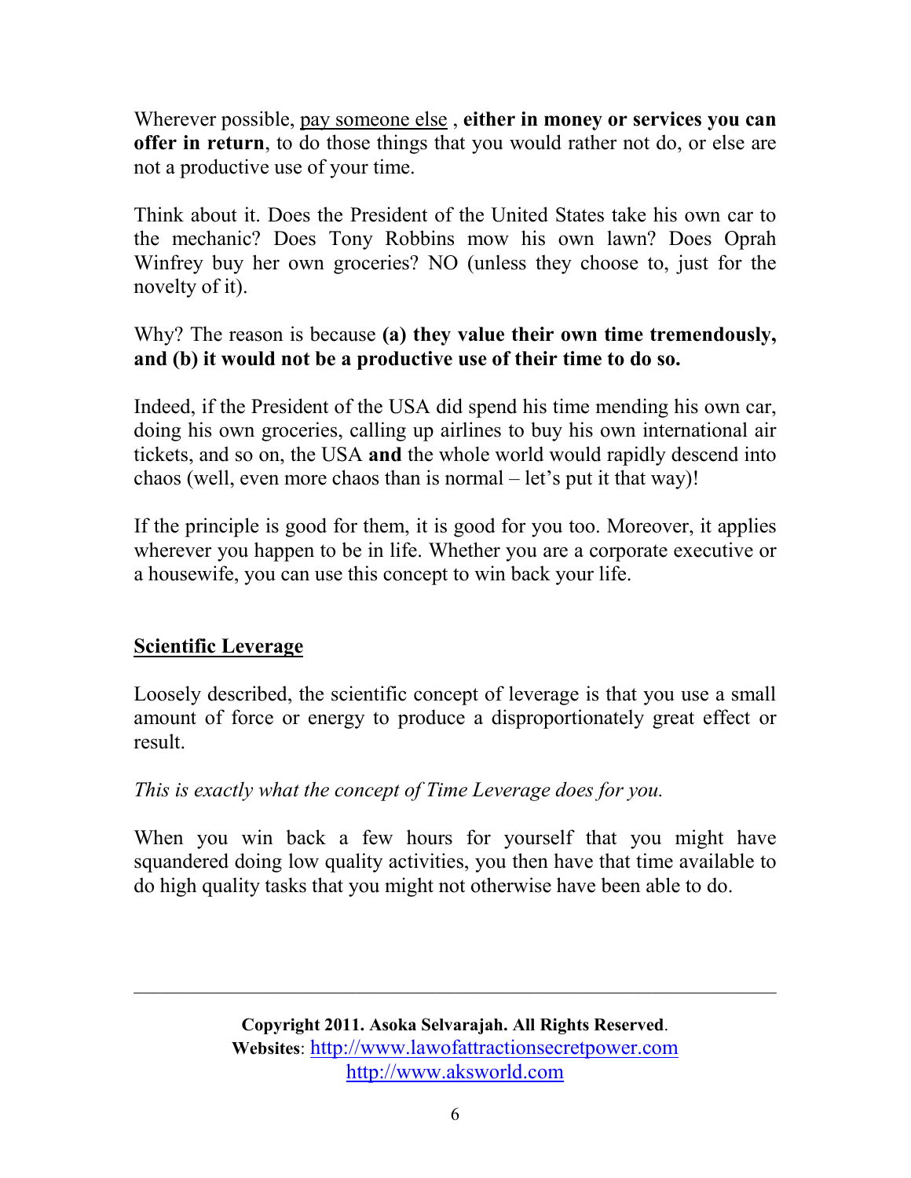Wherever possible, <u>pay someone else</u> , **either in money or services you can offer in return**, to do those things that you would rather not do, or else are not a productive use of your time.

Think about it. Does the President of the United States take his own car to the mechanic? Does Tony Robbins mow his own lawn? Does Oprah Winfrey buy her own groceries? NO (unless they choose to, just for the novelty of it).

Why? The reason is because **(a) they value their own time tremendously, and (b) it would not be a productive use of their time to do so.**

Indeed, if the President of the USA did spend his time mending his own car, doing his own groceries, calling up airlines to buy his own international air tickets, and so on, the USA **and** the whole world would rapidly descend into chaos (well, even more chaos than is normal – let's put it that way)!

If the principle is good for them, it is good for you too. Moreover, it applies wherever you happen to be in life. Whether you are a corporate executive or a housewife, you can use this concept to win back your life.

## <u>Scientific Leverage</u>

Loosely described, the scientific concept of leverage is that you use a small amount of force or energy to produce a disproportionately great effect or result.

*This is exactly what the concept of Time Leverage does for you.*

When you win back a few hours for yourself that you might have squandered doing low quality activities, you then have that time available to do high quality tasks that you might not otherwise have been able to do.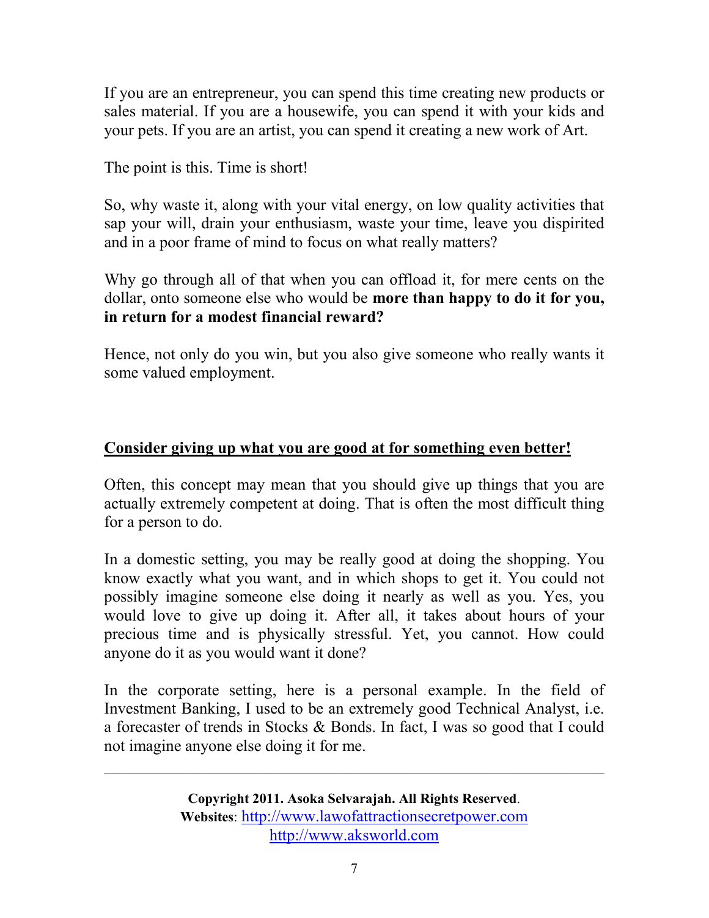If you are an entrepreneur, you can spend this time creating new products or sales material. If you are a housewife, you can spend it with your kids and your pets. If you are an artist, you can spend it creating a new work of Art.

The point is this. Time is short!

So, why waste it, along with your vital energy, on low quality activities that sap your will, drain your enthusiasm, waste your time, leave you dispirited and in a poor frame of mind to focus on what really matters?

Why go through all of that when you can offload it, for mere cents on the dollar, onto someone else who would be **more than happy to do it for you, in return for a modest financial reward?**

Hence, not only do you win, but you also give someone who really wants it some valued employment.

## <u>Consider giving up what you are good at for something even better!</u>

Often, this concept may mean that you should give up things that you are actually extremely competent at doing. That is often the most difficult thing for a person to do.

In a domestic setting, you may be really good at doing the shopping. You know exactly what you want, and in which shops to get it. You could not possibly imagine someone else doing it nearly as well as you. Yes, you would love to give up doing it. After all, it takes about hours of your precious time and is physically stressful. Yet, you cannot. How could anyone do it as you would want it done?

In the corporate setting, here is a personal example. In the field of Investment Banking, I used to be an extremely good Technical Analyst, i.e. a forecaster of trends in Stocks & Bonds. In fact, I was so good that I could not imagine anyone else doing it for me.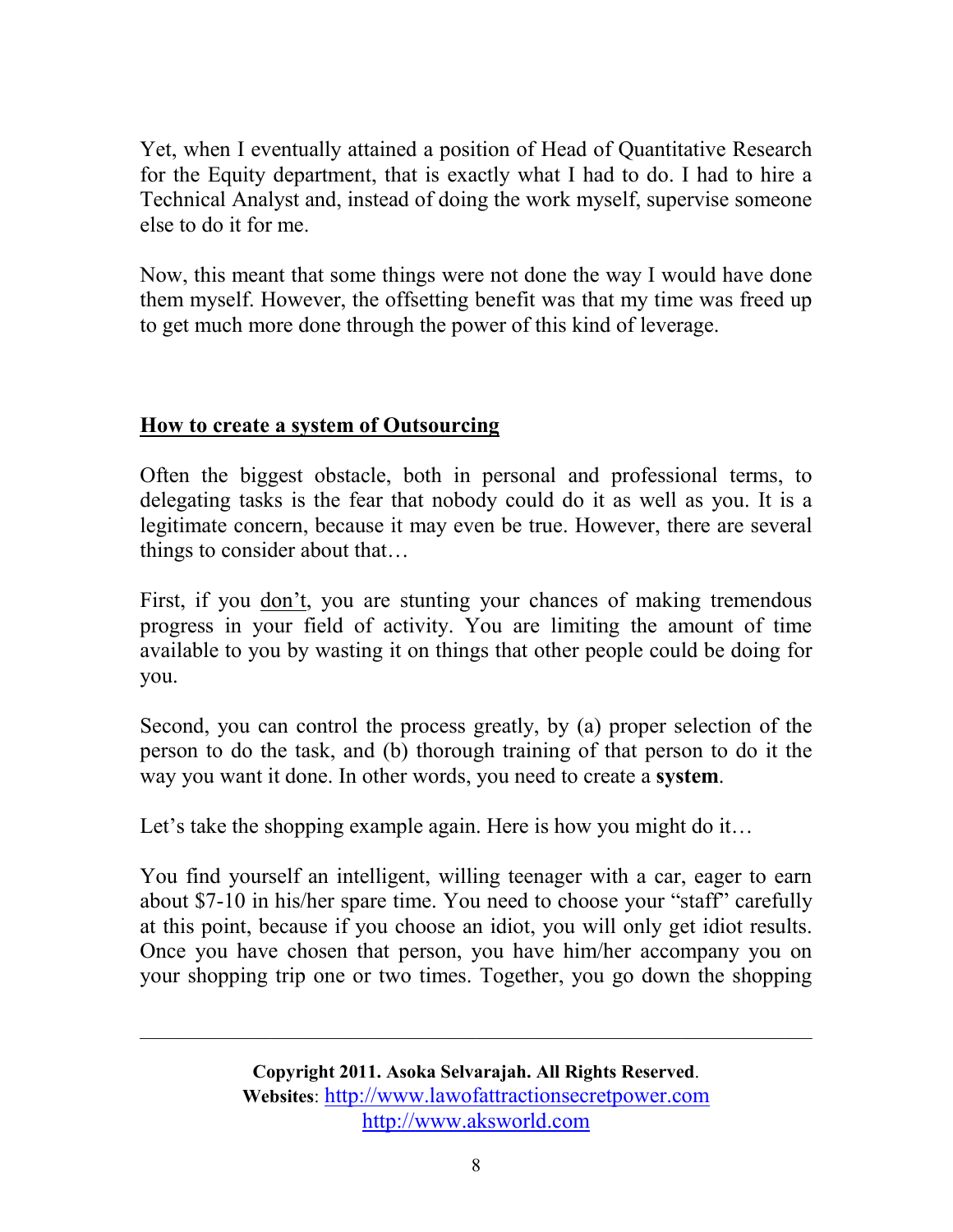Yet, when I eventually attained a position of Head of Quantitative Research for the Equity department, that is exactly what I had to do. I had to hire a Technical Analyst and, instead of doing the work myself, supervise someone else to do it for me.

Now, this meant that some things were not done the way I would have done them myself. However, the offsetting benefit was that my time was freed up to get much more done through the power of this kind of leverage.

## How to create a system of Outsourcing

Often the biggest obstacle, both in personal and professional terms, to delegating tasks is the fear that nobody could do it as well as you. It is a legitimate concern, because it may even be true. However, there are several things to consider about that…

First, if you don't, you are stunting your chances of making tremendous progress in your field of activity. You are limiting the amount of time available to you by wasting it on things that other people could be doing for you.

Second, you can control the process greatly, by (a) proper selection of the person to do the task, and (b) thorough training of that person to do it the way you want it done. In other words, you need to create a **system**.

Let's take the shopping example again. Here is how you might do it…

You find yourself an intelligent, willing teenager with a car, eager to earn about $7-10 in his/her spare time. You need to choose your "staff" carefully at this point, because if you choose an idiot, you will only get idiot results. Once you have chosen that person, you have him/her accompany you on your shopping trip one or two times. Together, you go down the shopping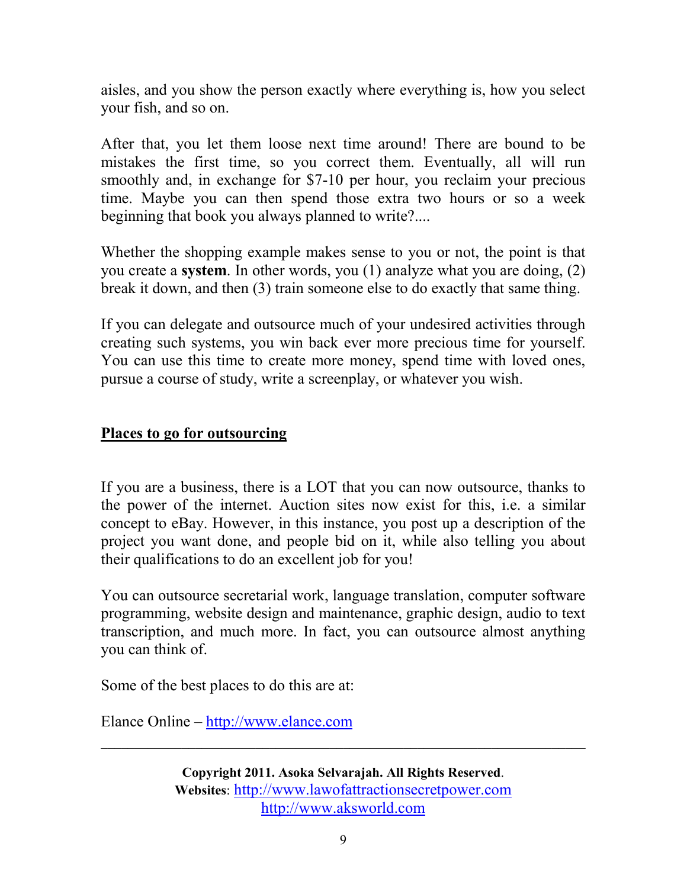aisles, and you show the person exactly where everything is, how you select your fish, and so on.

After that, you let them loose next time around! There are bound to be mistakes the first time, so you correct them. Eventually, all will run smoothly and, in exchange for $7-10 per hour, you reclaim your precious time. Maybe you can then spend those extra two hours or so a week beginning that book you always planned to write?....

Whether the shopping example makes sense to you or not, the point is that you create a **system**. In other words, you (1) analyze what you are doing, (2) break it down, and then (3) train someone else to do exactly that same thing.

If you can delegate and outsource much of your undesired activities through creating such systems, you win back ever more precious time for yourself. You can use this time to create more money, spend time with loved ones, pursue a course of study, write a screenplay, or whatever you wish.

## Places to go for outsourcing

If you are a business, there is a LOT that you can now outsource, thanks to the power of the internet. Auction sites now exist for this, i.e. a similar concept to eBay. However, in this instance, you post up a description of the project you want done, and people bid on it, while also telling you about their qualifications to do an excellent job for you!

You can outsource secretarial work, language translation, computer software programming, website design and maintenance, graphic design, audio to text transcription, and much more. In fact, you can outsource almost anything you can think of.

Some of the best places to do this are at:

Elance Online – http://www.elance.com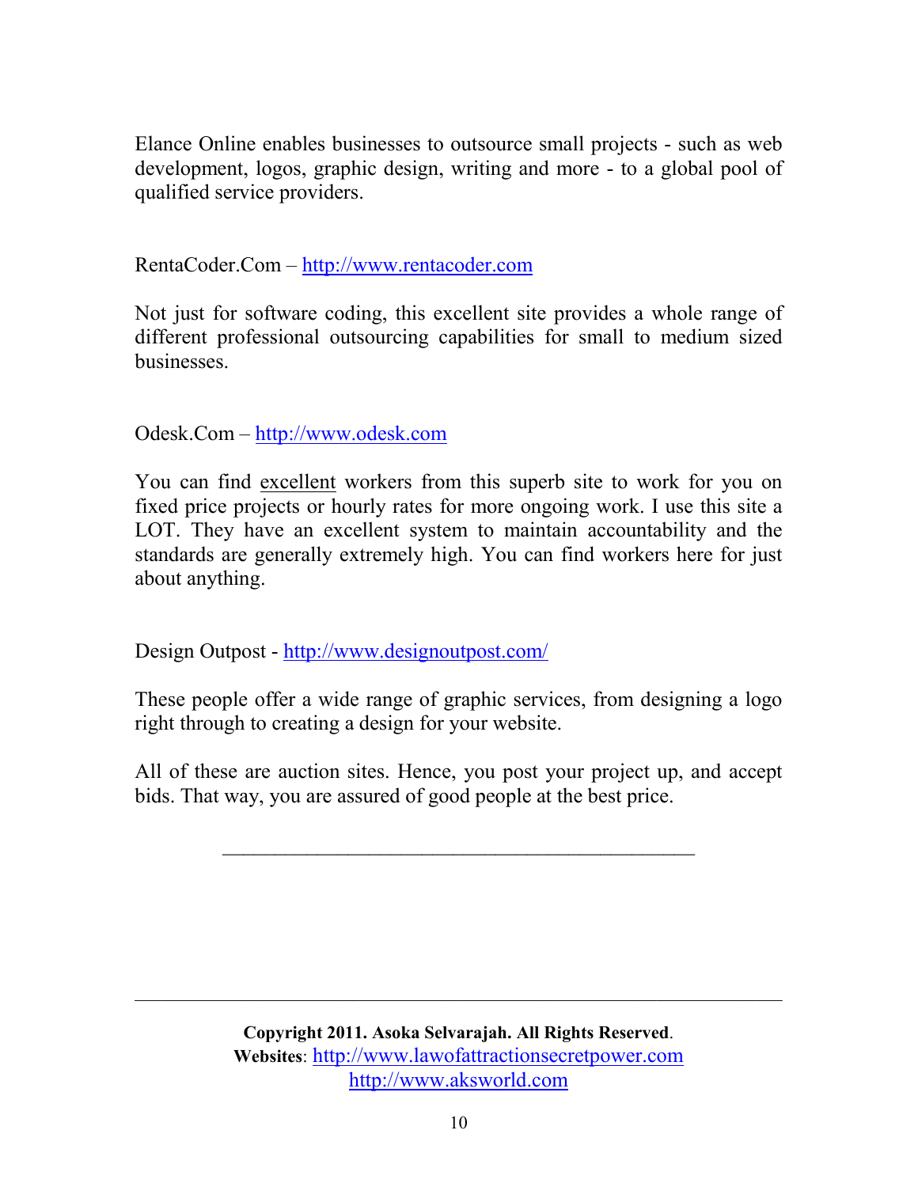Elance Online enables businesses to outsource small projects - such as web development, logos, graphic design, writing and more - to a global pool of qualified service providers.

RentaCoder.Com – http://www.rentacoder.com

Not just for software coding, this excellent site provides a whole range of different professional outsourcing capabilities for small to medium sized businesses.

Odesk.Com – http://www.odesk.com

You can find excellent workers from this superb site to work for you on fixed price projects or hourly rates for more ongoing work. I use this site a LOT. They have an excellent system to maintain accountability and the standards are generally extremely high. You can find workers here for just about anything.

Design Outpost - http://www.designoutpost.com/

These people offer a wide range of graphic services, from designing a logo right through to creating a design for your website.

All of these are auction sites. Hence, you post your project up, and accept bids. That way, you are assured of good people at the best price.

---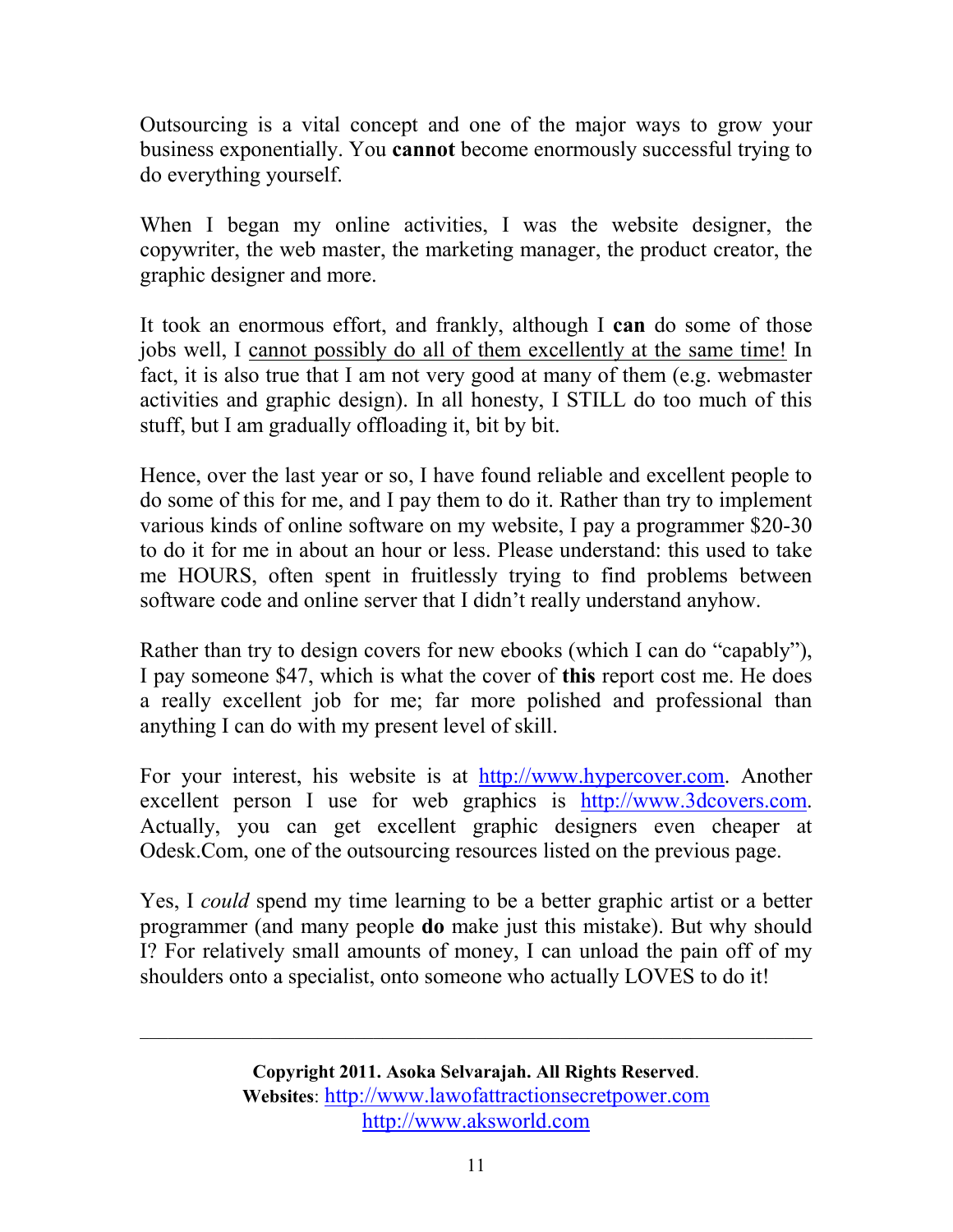Outsourcing is a vital concept and one of the major ways to grow your business exponentially. You **cannot** become enormously successful trying to do everything yourself.

When I began my online activities, I was the website designer, the copywriter, the web master, the marketing manager, the product creator, the graphic designer and more.

It took an enormous effort, and frankly, although I **can** do some of those jobs well, I <u>cannot possibly do all of them excellently at the same time!</u> In fact, it is also true that I am not very good at many of them (e.g. webmaster activities and graphic design). In all honesty, I STILL do too much of this stuff, but I am gradually offloading it, bit by bit.

Hence, over the last year or so, I have found reliable and excellent people to do some of this for me, and I pay them to do it. Rather than try to implement various kinds of online software on my website, I pay a programmer $20-30 to do it for me in about an hour or less. Please understand: this used to take me HOURS, often spent in fruitlessly trying to find problems between software code and online server that I didn't really understand anyhow.

Rather than try to design covers for new ebooks (which I can do "capably"), I pay someone $47, which is what the cover of **this** report cost me. He does a really excellent job for me; far more polished and professional than anything I can do with my present level of skill.

For your interest, his website is at http://www.hypercover.com. Another excellent person I use for web graphics is http://www.3dcovers.com. Actually, you can get excellent graphic designers even cheaper at Odesk.Com, one of the outsourcing resources listed on the previous page.

Yes, I *could* spend my time learning to be a better graphic artist or a better programmer (and many people **do** make just this mistake). But why should I? For relatively small amounts of money, I can unload the pain off of my shoulders onto a specialist, onto someone who actually LOVES to do it!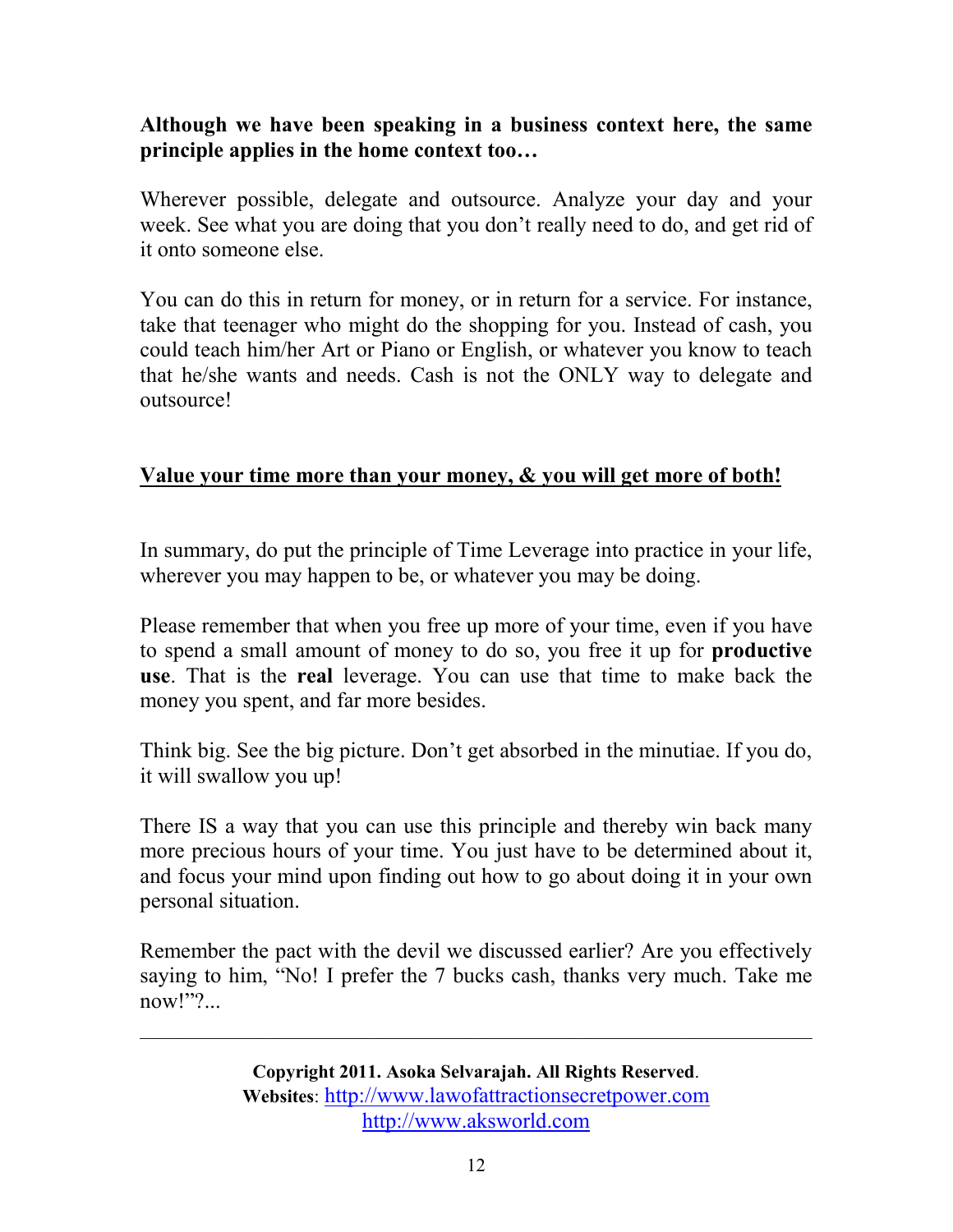**Although we have been speaking in a business context here, the same principle applies in the home context too…**

Wherever possible, delegate and outsource. Analyze your day and your week. See what you are doing that you don't really need to do, and get rid of it onto someone else.

You can do this in return for money, or in return for a service. For instance, take that teenager who might do the shopping for you. Instead of cash, you could teach him/her Art or Piano or English, or whatever you know to teach that he/she wants and needs. Cash is not the ONLY way to delegate and outsource!

**<u>Value your time more than your money, & you will get more of both!</u>**

In summary, do put the principle of Time Leverage into practice in your life, wherever you may happen to be, or whatever you may be doing.

Please remember that when you free up more of your time, even if you have to spend a small amount of money to do so, you free it up for **productive use**. That is the **real** leverage. You can use that time to make back the money you spent, and far more besides.

Think big. See the big picture. Don't get absorbed in the minutiae. If you do, it will swallow you up!

There IS a way that you can use this principle and thereby win back many more precious hours of your time. You just have to be determined about it, and focus your mind upon finding out how to go about doing it in your own personal situation.

Remember the pact with the devil we discussed earlier? Are you effectively saying to him, "No! I prefer the 7 bucks cash, thanks very much. Take me now!"?...

---

**Copyright 2011. Asoka Selvarajah. All Rights Reserved**.
**Websites**: http://www.lawofattractionsecretpower.com
http://www.aksworld.com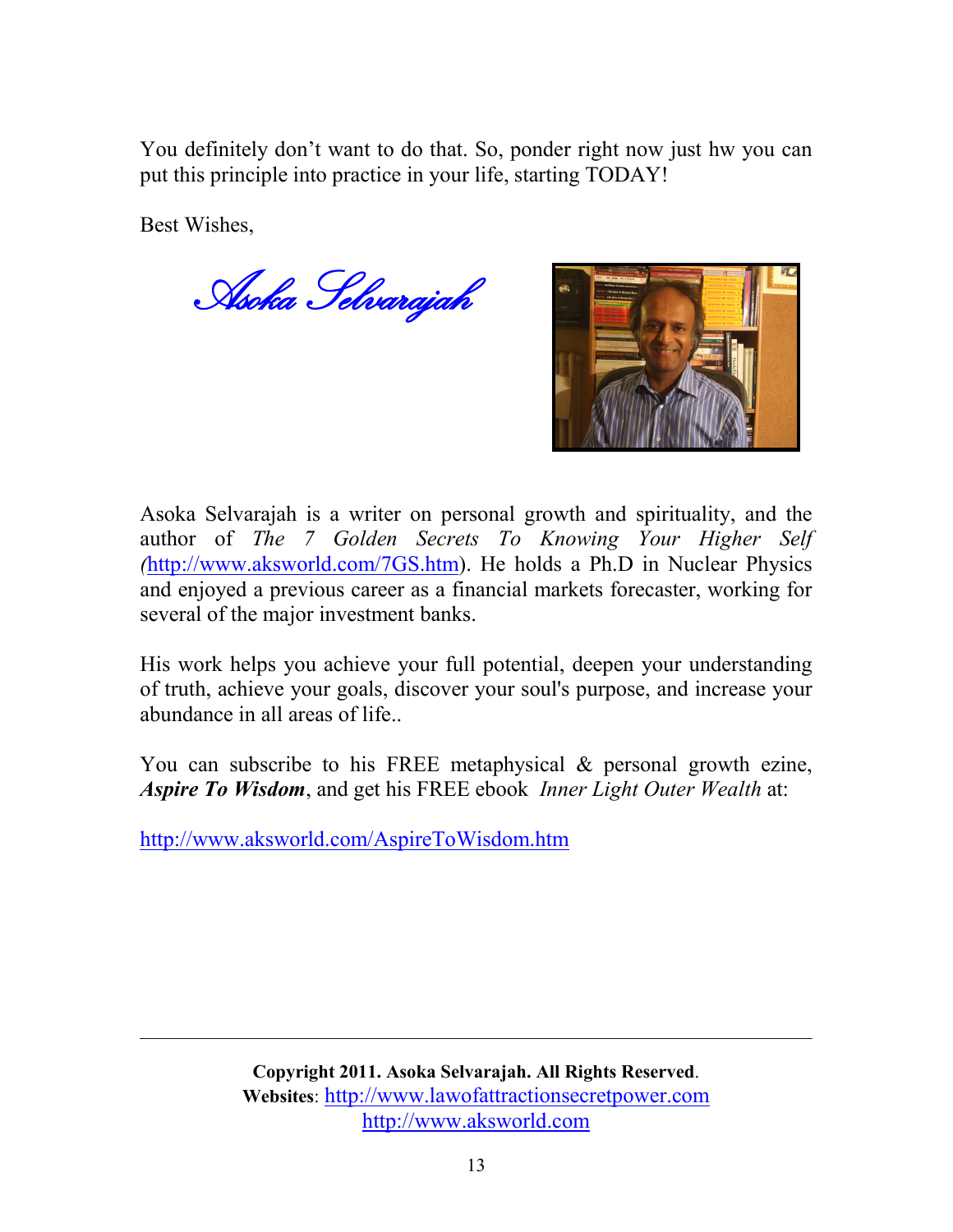You definitely don't want to do that. So, ponder right now just hw you can put this principle into practice in your life, starting TODAY!

Best Wishes,

*Asoka Selvarajah*

Asoka Selvarajah is a writer on personal growth and spirituality, and the author of *The 7 Golden Secrets To Knowing Your Higher Self* (http://www.aksworld.com/7GS.htm). He holds a Ph.D in Nuclear Physics and enjoyed a previous career as a financial markets forecaster, working for several of the major investment banks.

His work helps you achieve your full potential, deepen your understanding of truth, achieve your goals, discover your soul's purpose, and increase your abundance in all areas of life..

You can subscribe to his FREE metaphysical & personal growth ezine, ***Aspire To Wisdom***, and get his FREE ebook *Inner Light Outer Wealth* at:

http://www.aksworld.com/AspireToWisdom.htm

---

**Copyright 2011. Asoka Selvarajah. All Rights Reserved**.
**Websites**: http://www.lawofattractionsecretpower.com
http://www.aksworld.com